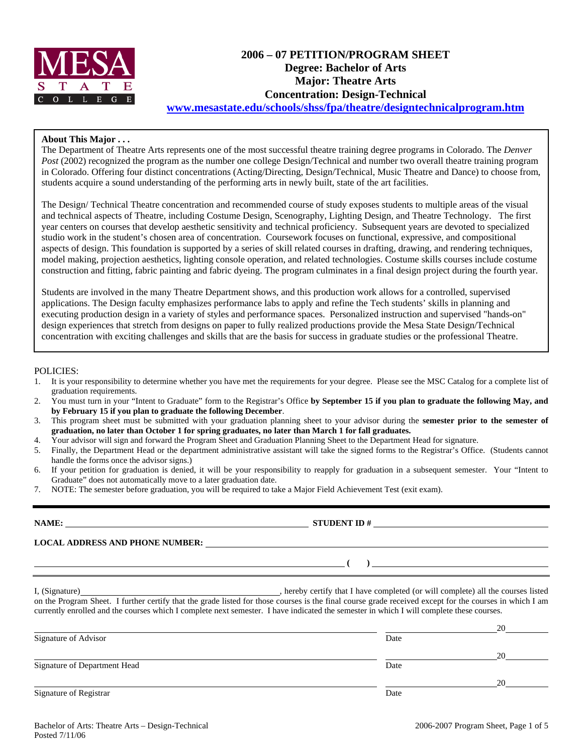MESA STATE COLLEGE

# 2006 – 07 PETITION/PROGRAM SHEET
## Degree: Bachelor of Arts
## Major: Theatre Arts
## Concentration: Design-Technical

www.mesastate.edu/schools/shss/fpa/theatre/designtechnicalprogram.htm

**About This Major . . .**

The Department of Theatre Arts represents one of the most successful theatre training degree programs in Colorado. The *Denver Post* (2002) recognized the program as the number one college Design/Technical and number two overall theatre training program in Colorado. Offering four distinct concentrations (Acting/Directing, Design/Technical, Music Theatre and Dance) to choose from, students acquire a sound understanding of the performing arts in newly built, state of the art facilities.

The Design/ Technical Theatre concentration and recommended course of study exposes students to multiple areas of the visual and technical aspects of Theatre, including Costume Design, Scenography, Lighting Design, and Theatre Technology. The first year centers on courses that develop aesthetic sensitivity and technical proficiency. Subsequent years are devoted to specialized studio work in the student's chosen area of concentration. Coursework focuses on functional, expressive, and compositional aspects of design. This foundation is supported by a series of skill related courses in drafting, drawing, and rendering techniques, model making, projection aesthetics, lighting console operation, and related technologies. Costume skills courses include costume construction and fitting, fabric painting and fabric dyeing. The program culminates in a final design project during the fourth year.

Students are involved in the many Theatre Department shows, and this production work allows for a controlled, supervised applications. The Design faculty emphasizes performance labs to apply and refine the Tech students' skills in planning and executing production design in a variety of styles and performance spaces. Personalized instruction and supervised "hands-on" design experiences that stretch from designs on paper to fully realized productions provide the Mesa State Design/Technical concentration with exciting challenges and skills that are the basis for success in graduate studies or the professional Theatre.

POLICIES:

1. It is your responsibility to determine whether you have met the requirements for your degree. Please see the MSC Catalog for a complete list of graduation requirements.
2. You must turn in your "Intent to Graduate" form to the Registrar's Office **by September 15 if you plan to graduate the following May, and by February 15 if you plan to graduate the following December**.
3. This program sheet must be submitted with your graduation planning sheet to your advisor during the **semester prior to the semester of graduation, no later than October 1 for spring graduates, no later than March 1 for fall graduates.**
4. Your advisor will sign and forward the Program Sheet and Graduation Planning Sheet to the Department Head for signature.
5. Finally, the Department Head or the department administrative assistant will take the signed forms to the Registrar's Office. (Students cannot handle the forms once the advisor signs.)
6. If your petition for graduation is denied, it will be your responsibility to reapply for graduation in a subsequent semester. Your "Intent to Graduate" does not automatically move to a later graduation date.
7. NOTE: The semester before graduation, you will be required to take a Major Field Achievement Test (exit exam).

---

**NAME:** ______________________________ **STUDENT ID #** ______________________________

**LOCAL ADDRESS AND PHONE NUMBER:** ______________________________

______________________________ **(    )** ______________________________

I, (Signature)______________________________, hereby certify that I have completed (or will complete) all the courses listed on the Program Sheet. I further certify that the grade listed for those courses is the final course grade received except for the courses in which I am currently enrolled and the courses which I complete next semester. I have indicated the semester in which I will complete these courses.

______________________________ Signature of Advisor — Date ____________ 20____

______________________________ Signature of Department Head — Date ____________ 20____

______________________________ Signature of Registrar — Date ____________ 20____

Bachelor of Arts: Theatre Arts – Design-Technical
Posted 7/11/06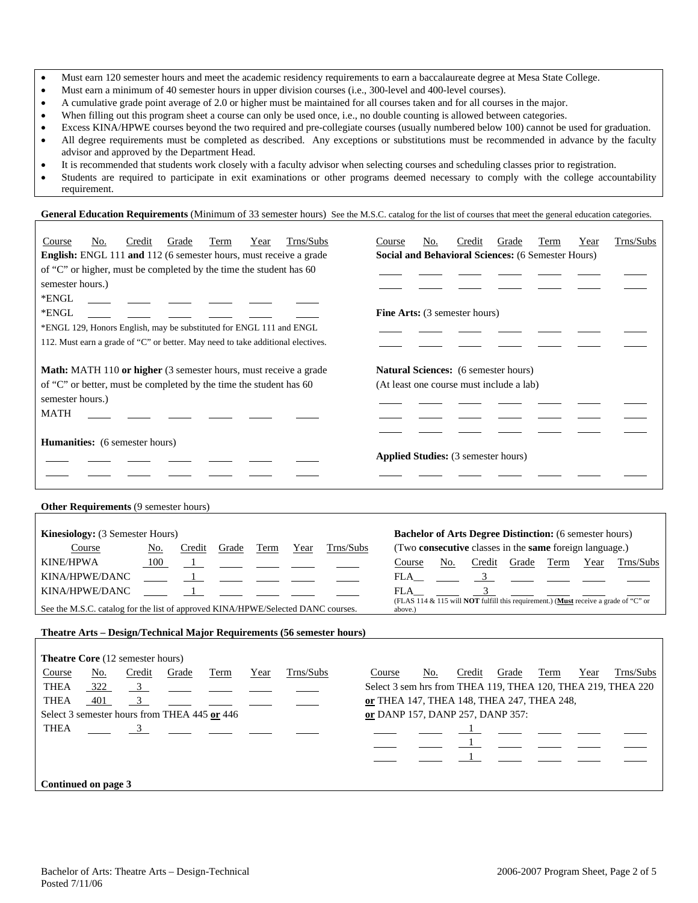- Must earn 120 semester hours and meet the academic residency requirements to earn a baccalaureate degree at Mesa State College.
- Must earn a minimum of 40 semester hours in upper division courses (i.e., 300-level and 400-level courses).
- A cumulative grade point average of 2.0 or higher must be maintained for all courses taken and for all courses in the major.
- When filling out this program sheet a course can only be used once, i.e., no double counting is allowed between categories.
- Excess KINA/HPWE courses beyond the two required and pre-collegiate courses (usually numbered below 100) cannot be used for graduation.
- All degree requirements must be completed as described. Any exceptions or substitutions must be recommended in advance by the faculty advisor and approved by the Department Head.
- It is recommended that students work closely with a faculty advisor when selecting courses and scheduling classes prior to registration.
- Students are required to participate in exit examinations or other programs deemed necessary to comply with the college accountability requirement.

**General Education Requirements** (Minimum of 33 semester hours) See the M.S.C. catalog for the list of courses that meet the general education categories.

| Course | No. | Credit | Grade | Term | Year | Trns/Subs |
|---|---|---|---|---|---|---|

**English:** ENGL 111 **and** 112 (6 semester hours, must receive a grade of "C" or higher, must be completed by the time the student has 60 semester hours.)

| Course | No. | Credit | Grade | Term | Year | Trns/Subs |
|---|---|---|---|---|---|---|
| *ENGL | | | | | | |
| *ENGL | | | | | | |

*ENGL 129, Honors English, may be substituted for ENGL 111 and ENGL 112. Must earn a grade of "C" or better. May need to take additional electives.

**Math:** MATH 110 **or higher** (3 semester hours, must receive a grade of "C" or better, must be completed by the time the student has 60 semester hours.)

| Course | No. | Credit | Grade | Term | Year | Trns/Subs |
|---|---|---|---|---|---|---|
| MATH | | | | | | |

**Humanities:** (6 semester hours)

| Course | No. | Credit | Grade | Term | Year | Trns/Subs |
|---|---|---|---|---|---|---|
| | | | | | | |
| | | | | | | |

**Social and Behavioral Sciences:** (6 Semester Hours)

| Course | No. | Credit | Grade | Term | Year | Trns/Subs |
|---|---|---|---|---|---|---|
| | | | | | | |
| | | | | | | |

**Fine Arts:** (3 semester hours)

| Course | No. | Credit | Grade | Term | Year | Trns/Subs |
|---|---|---|---|---|---|---|
| | | | | | | |
| | | | | | | |

**Natural Sciences:** (6 semester hours)
(At least one course must include a lab)

| Course | No. | Credit | Grade | Term | Year | Trns/Subs |
|---|---|---|---|---|---|---|
| | | | | | | |
| | | | | | | |
| | | | | | | |

**Applied Studies:** (3 semester hours)

| Course | No. | Credit | Grade | Term | Year | Trns/Subs |
|---|---|---|---|---|---|---|
| | | | | | | |

**Other Requirements** (9 semester hours)

**Kinesiology:** (3 Semester Hours)

| Course | No. | Credit | Grade | Term | Year | Trns/Subs |
|---|---|---|---|---|---|---|
| KINE/HPWA | 100 | 1 | | | | |
| KINA/HPWE/DANC | | 1 | | | | |
| KINA/HPWE/DANC | | 1 | | | | |

See the M.S.C. catalog for the list of approved KINA/HPWE/Selected DANC courses.

**Bachelor of Arts Degree Distinction:** (6 semester hours)
(Two **consecutive** classes in the **same** foreign language.)

| Course | No. | Credit | Grade | Term | Year | Trns/Subs |
|---|---|---|---|---|---|---|
| FLA__ | | 3 | | | | |
| FLA__ | | 3 | | | | |

(FLAS 114 & 115 will **NOT** fulfill this requirement.) (**Must** receive a grade of "C" or above.)

**Theatre Arts – Design/Technical Major Requirements (56 semester hours)**

**Theatre Core** (12 semester hours)

| Course | No. | Credit | Grade | Term | Year | Trns/Subs |
|---|---|---|---|---|---|---|
| THEA | 322 | 3 | | | | |
| THEA | 401 | 3 | | | | |

Select 3 semester hours from THEA 445 **or** 446

| Course | No. | Credit | Grade | Term | Year | Trns/Subs |
|---|---|---|---|---|---|---|
| THEA | | 3 | | | | |

Select 3 sem hrs from THEA 119, THEA 120, THEA 219, THEA 220 **or** THEA 147, THEA 148, THEA 247, THEA 248, **or** DANP 157, DANP 257, DANP 357:

| Course | No. | Credit | Grade | Term | Year | Trns/Subs |
|---|---|---|---|---|---|---|
| | | 1 | | | | |
| | | 1 | | | | |
| | | 1 | | | | |

**Continued on page 3**

Bachelor of Arts: Theatre Arts – Design-Technical
Posted 7/11/06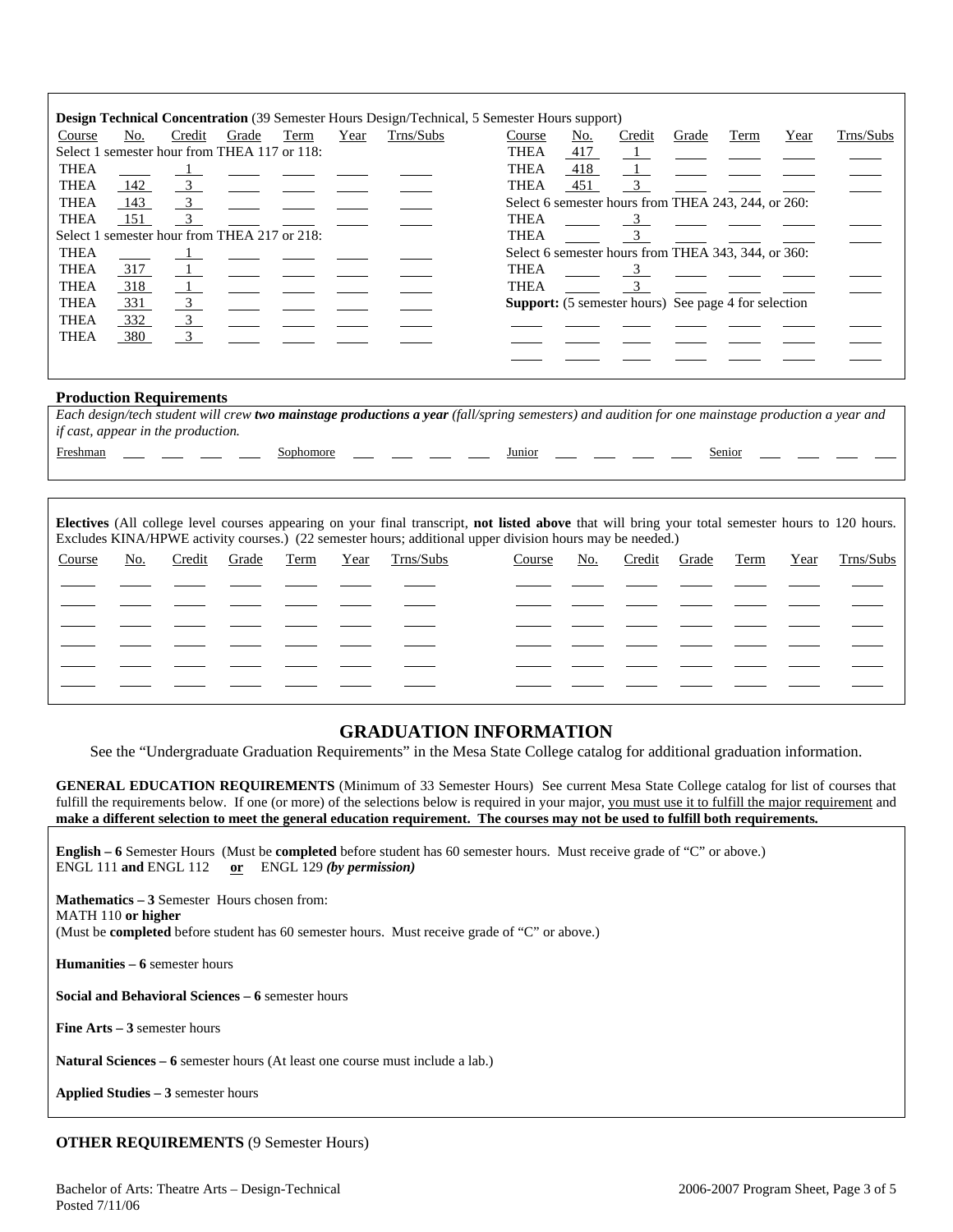**Design Technical Concentration** (39 Semester Hours Design/Technical, 5 Semester Hours support)

| Course | No. | Credit | Grade | Term | Year | Trns/Subs | Course | No. | Credit | Grade | Term | Year | Trns/Subs |
|---|---|---|---|---|---|---|---|---|---|---|---|---|---|
| Select 1 semester hour from THEA 117 or 118: | | | | | | | THEA | 417 | 1 | | | | |
| THEA | | 1 | | | | | THEA | 418 | 1 | | | | |
| THEA | 142 | 3 | | | | | THEA | 451 | 3 | | | | |
| THEA | 143 | 3 | | | | | Select 6 semester hours from THEA 243, 244, or 260: | | | | | | |
| THEA | 151 | 3 | | | | | THEA | | 3 | | | | |
| Select 1 semester hour from THEA 217 or 218: | | | | | | | THEA | | 3 | | | | |
| THEA | | 1 | | | | | Select 6 semester hours from THEA 343, 344, or 360: | | | | | | |
| THEA | 317 | 1 | | | | | THEA | | 3 | | | | |
| THEA | 318 | 1 | | | | | THEA | | 3 | | | | |
| THEA | 331 | 3 | | | | | **Support:** (5 semester hours) See page 4 for selection | | | | | | |
| THEA | 332 | 3 | | | | | | | | | | | |
| THEA | 380 | 3 | | | | | | | | | | | |
| | | | | | | | | | | | | | |

**Production Requirements**

*Each design/tech student will crew* ***two mainstage productions a year*** *(fall/spring semesters) and audition for one mainstage production a year and if cast, appear in the production.*

Freshman ___ ___ ___ ___ Sophomore ___ ___ ___ ___ Junior ___ ___ ___ ___ Senior ___ ___ ___ ___

**Electives** (All college level courses appearing on your final transcript, **not listed above** that will bring your total semester hours to 120 hours. Excludes KINA/HPWE activity courses.) (22 semester hours; additional upper division hours may be needed.)

| Course | No. | Credit | Grade | Term | Year | Trns/Subs | Course | No. | Credit | Grade | Term | Year | Trns/Subs |
|---|---|---|---|---|---|---|---|---|---|---|---|---|---|
| | | | | | | | | | | | | | |
| | | | | | | | | | | | | | |
| | | | | | | | | | | | | | |
| | | | | | | | | | | | | | |
| | | | | | | | | | | | | | |
| | | | | | | | | | | | | | |

## GRADUATION INFORMATION

See the "Undergraduate Graduation Requirements" in the Mesa State College catalog for additional graduation information.

**GENERAL EDUCATION REQUIREMENTS** (Minimum of 33 Semester Hours) See current Mesa State College catalog for list of courses that fulfill the requirements below. If one (or more) of the selections below is required in your major, <u>you must use it to fulfill the major requirement</u> and **make a different selection to meet the general education requirement. The courses may not be used to fulfill both requirements.**

**English – 6** Semester Hours (Must be **completed** before student has 60 semester hours. Must receive grade of "C" or above.)
ENGL 111 **and** ENGL 112 **or** ENGL 129 ***(by permission)***

**Mathematics – 3** Semester Hours chosen from:
MATH 110 **or higher**
(Must be **completed** before student has 60 semester hours. Must receive grade of "C" or above.)

**Humanities – 6** semester hours

**Social and Behavioral Sciences – 6** semester hours

**Fine Arts – 3** semester hours

**Natural Sciences – 6** semester hours (At least one course must include a lab.)

**Applied Studies – 3** semester hours

**OTHER REQUIREMENTS** (9 Semester Hours)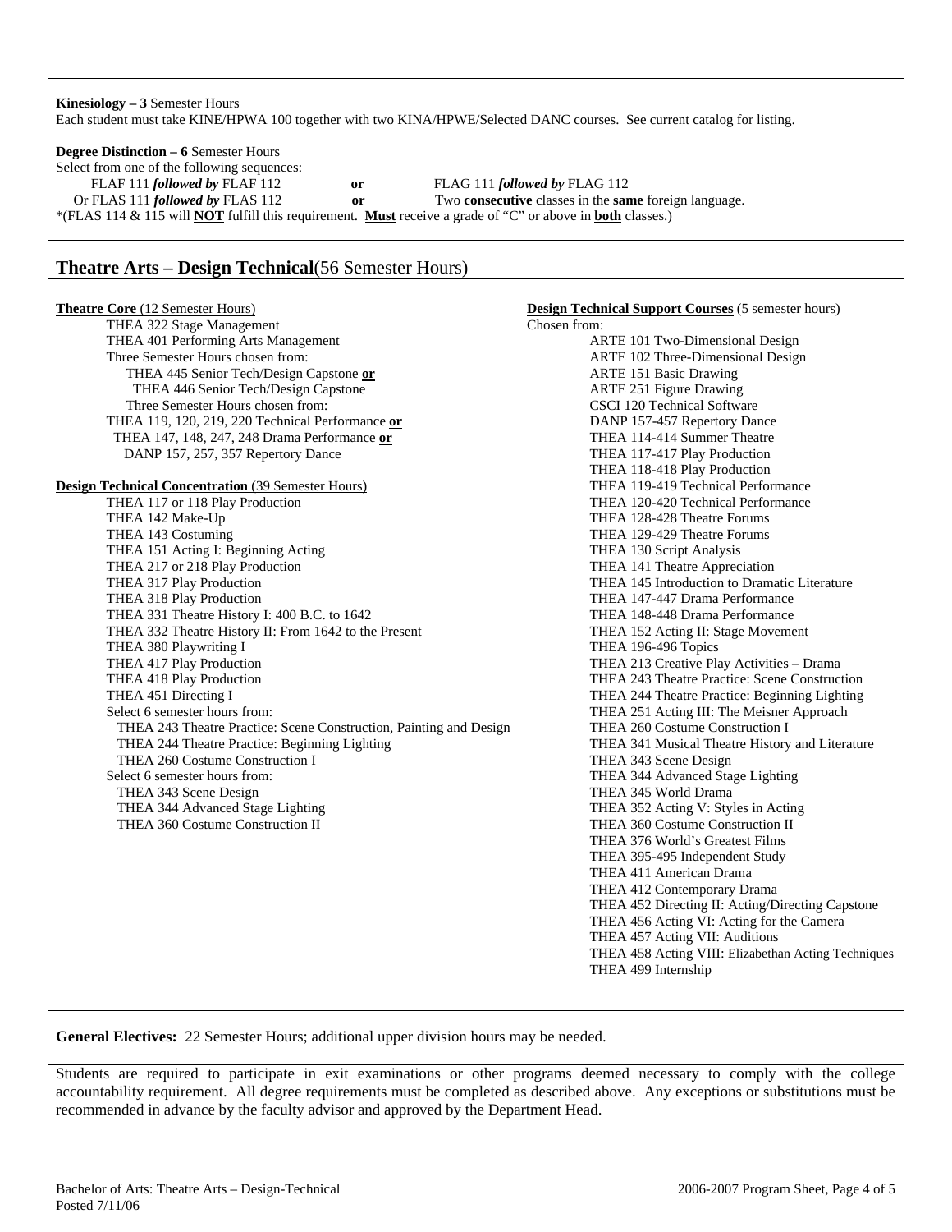**Kinesiology – 3** Semester Hours
Each student must take KINE/HPWA 100 together with two KINA/HPWE/Selected DANC courses. See current catalog for listing.

**Degree Distinction – 6** Semester Hours
Select from one of the following sequences:

FLAF 111 ***followed by*** FLAF 112 **or** FLAG 111 ***followed by*** FLAG 112
Or FLAS 111 ***followed by*** FLAS 112 **or** Two **consecutive** classes in the **same** foreign language.

*(FLAS 114 & 115 will **NOT** fulfill this requirement. **Must** receive a grade of "C" or above in **both** classes.)

## Theatre Arts – Design Technical (56 Semester Hours)

**Theatre Core** (12 Semester Hours)

- THEA 322 Stage Management
- THEA 401 Performing Arts Management
- Three Semester Hours chosen from:
  - THEA 445 Senior Tech/Design Capstone **or**
  - THEA 446 Senior Tech/Design Capstone
- Three Semester Hours chosen from:
  - THEA 119, 120, 219, 220 Technical Performance **or**
  - THEA 147, 148, 247, 248 Drama Performance **or**
  - DANP 157, 257, 357 Repertory Dance

**Design Technical Concentration** (39 Semester Hours)

- THEA 117 or 118 Play Production
- THEA 142 Make-Up
- THEA 143 Costuming
- THEA 151 Acting I: Beginning Acting
- THEA 217 or 218 Play Production
- THEA 317 Play Production
- THEA 318 Play Production
- THEA 331 Theatre History I: 400 B.C. to 1642
- THEA 332 Theatre History II: From 1642 to the Present
- THEA 380 Playwriting I
- THEA 417 Play Production
- THEA 418 Play Production
- THEA 451 Directing I
- Select 6 semester hours from:
  - THEA 243 Theatre Practice: Scene Construction, Painting and Design
  - THEA 244 Theatre Practice: Beginning Lighting
  - THEA 260 Costume Construction I
- Select 6 semester hours from:
  - THEA 343 Scene Design
  - THEA 344 Advanced Stage Lighting
  - THEA 360 Costume Construction II

**Design Technical Support Courses** (5 semester hours)
Chosen from:

- ARTE 101 Two-Dimensional Design
- ARTE 102 Three-Dimensional Design
- ARTE 151 Basic Drawing
- ARTE 251 Figure Drawing
- CSCI 120 Technical Software
- DANP 157-457 Repertory Dance
- THEA 114-414 Summer Theatre
- THEA 117-417 Play Production
- THEA 118-418 Play Production
- THEA 119-419 Technical Performance
- THEA 120-420 Technical Performance
- THEA 128-428 Theatre Forums
- THEA 129-429 Theatre Forums
- THEA 130 Script Analysis
- THEA 141 Theatre Appreciation
- THEA 145 Introduction to Dramatic Literature
- THEA 147-447 Drama Performance
- THEA 148-448 Drama Performance
- THEA 152 Acting II: Stage Movement
- THEA 196-496 Topics
- THEA 213 Creative Play Activities – Drama
- THEA 243 Theatre Practice: Scene Construction
- THEA 244 Theatre Practice: Beginning Lighting
- THEA 251 Acting III: The Meisner Approach
- THEA 260 Costume Construction I
- THEA 341 Musical Theatre History and Literature
- THEA 343 Scene Design
- THEA 344 Advanced Stage Lighting
- THEA 345 World Drama
- THEA 352 Acting V: Styles in Acting
- THEA 360 Costume Construction II
- THEA 376 World's Greatest Films
- THEA 395-495 Independent Study
- THEA 411 American Drama
- THEA 412 Contemporary Drama
- THEA 452 Directing II: Acting/Directing Capstone
- THEA 456 Acting VI: Acting for the Camera
- THEA 457 Acting VII: Auditions
- THEA 458 Acting VIII: Elizabethan Acting Techniques
- THEA 499 Internship

**General Electives:** 22 Semester Hours; additional upper division hours may be needed.

Students are required to participate in exit examinations or other programs deemed necessary to comply with the college accountability requirement. All degree requirements must be completed as described above. Any exceptions or substitutions must be recommended in advance by the faculty advisor and approved by the Department Head.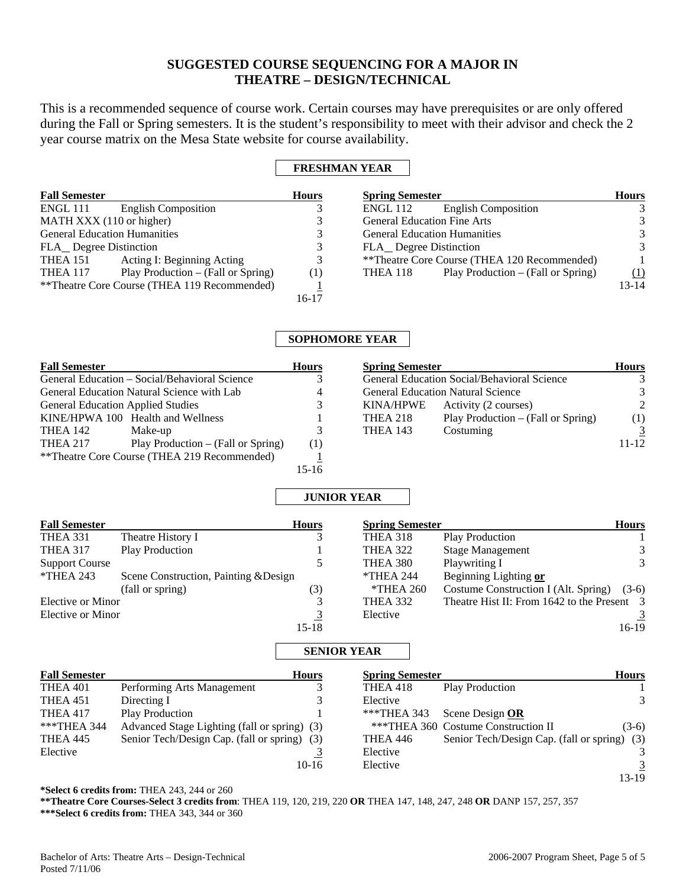## SUGGESTED COURSE SEQUENCING FOR A MAJOR IN THEATRE – DESIGN/TECHNICAL

This is a recommended sequence of course work. Certain courses may have prerequisites or are only offered during the Fall or Spring semesters. It is the student's responsibility to meet with their advisor and check the 2 year course matrix on the Mesa State website for course availability.

### FRESHMAN YEAR

| Fall Semester | | Hours |
|---|---|---|
| ENGL 111 | English Composition | 3 |
| MATH XXX (110 or higher) | | 3 |
| General Education Humanities | | 3 |
| FLA_ Degree Distinction | | 3 |
| THEA 151 | Acting I: Beginning Acting | 3 |
| THEA 117 | Play Production – (Fall or Spring) | (1) |
| **Theatre Core Course (THEA 119 Recommended) | | 1 |
| | | 16-17 |

| Spring Semester | | Hours |
|---|---|---|
| ENGL 112 | English Composition | 3 |
| General Education Fine Arts | | 3 |
| General Education Humanities | | 3 |
| FLA_ Degree Distinction | | 3 |
| **Theatre Core Course (THEA 120 Recommended) | | 1 |
| THEA 118 | Play Production – (Fall or Spring) | (1) |
| | | 13-14 |

### SOPHOMORE YEAR

| Fall Semester | | Hours |
|---|---|---|
| General Education – Social/Behavioral Science | | 3 |
| General Education Natural Science with Lab | | 4 |
| General Education Applied Studies | | 3 |
| KINE/HPWA 100 | Health and Wellness | 1 |
| THEA 142 | Make-up | 3 |
| THEA 217 | Play Production – (Fall or Spring) | (1) |
| **Theatre Core Course (THEA 219 Recommended) | | 1 |
| | | 15-16 |

| Spring Semester | | Hours |
|---|---|---|
| General Education Social/Behavioral Science | | 3 |
| General Education Natural Science | | 3 |
| KINA/HPWE | Activity (2 courses) | 2 |
| THEA 218 | Play Production – (Fall or Spring) | (1) |
| THEA 143 | Costuming | 3 |
| | | 11-12 |

### JUNIOR YEAR

| Fall Semester | | Hours |
|---|---|---|
| THEA 331 | Theatre History I | 3 |
| THEA 317 | Play Production | 1 |
| Support Course | | 5 |
| *THEA 243 | Scene Construction, Painting &Design (fall or spring) | (3) |
| Elective or Minor | | 3 |
| Elective or Minor | | 3 |
| | | 15-18 |

| Spring Semester | | Hours |
|---|---|---|
| THEA 318 | Play Production | 1 |
| THEA 322 | Stage Management | 3 |
| THEA 380 | Playwriting I | 3 |
| *THEA 244 | Beginning Lighting **or** | |
| *THEA 260 | Costume Construction I (Alt. Spring) | (3-6) |
| THEA 332 | Theatre Hist II: From 1642 to the Present | 3 |
| Elective | | 3 |
| | | 16-19 |

### SENIOR YEAR

| Fall Semester | | Hours |
|---|---|---|
| THEA 401 | Performing Arts Management | 3 |
| THEA 451 | Directing I | 3 |
| THEA 417 | Play Production | 1 |
| ***THEA 344 | Advanced Stage Lighting (fall or spring) | (3) |
| THEA 445 | Senior Tech/Design Cap. (fall or spring) | (3) |
| Elective | | 3 |
| | | 10-16 |

| Spring Semester | | Hours |
|---|---|---|
| THEA 418 | Play Production | 1 |
| Elective | | 3 |
| ***THEA 343 | Scene Design **OR** | |
| ***THEA 360 | Costume Construction II | (3-6) |
| THEA 446 | Senior Tech/Design Cap. (fall or spring) | (3) |
| Elective | | 3 |
| Elective | | 3 |
| | | 13-19 |

**\*Select 6 credits from:** THEA 243, 244 or 260

**\*\*Theatre Core Courses-Select 3 credits from**: THEA 119, 120, 219, 220 **OR** THEA 147, 148, 247, 248 **OR** DANP 157, 257, 357

**\*\*\*Select 6 credits from:** THEA 343, 344 or 360

Bachelor of Arts: Theatre Arts – Design-Technical
Posted 7/11/06
2006-2007 Program Sheet